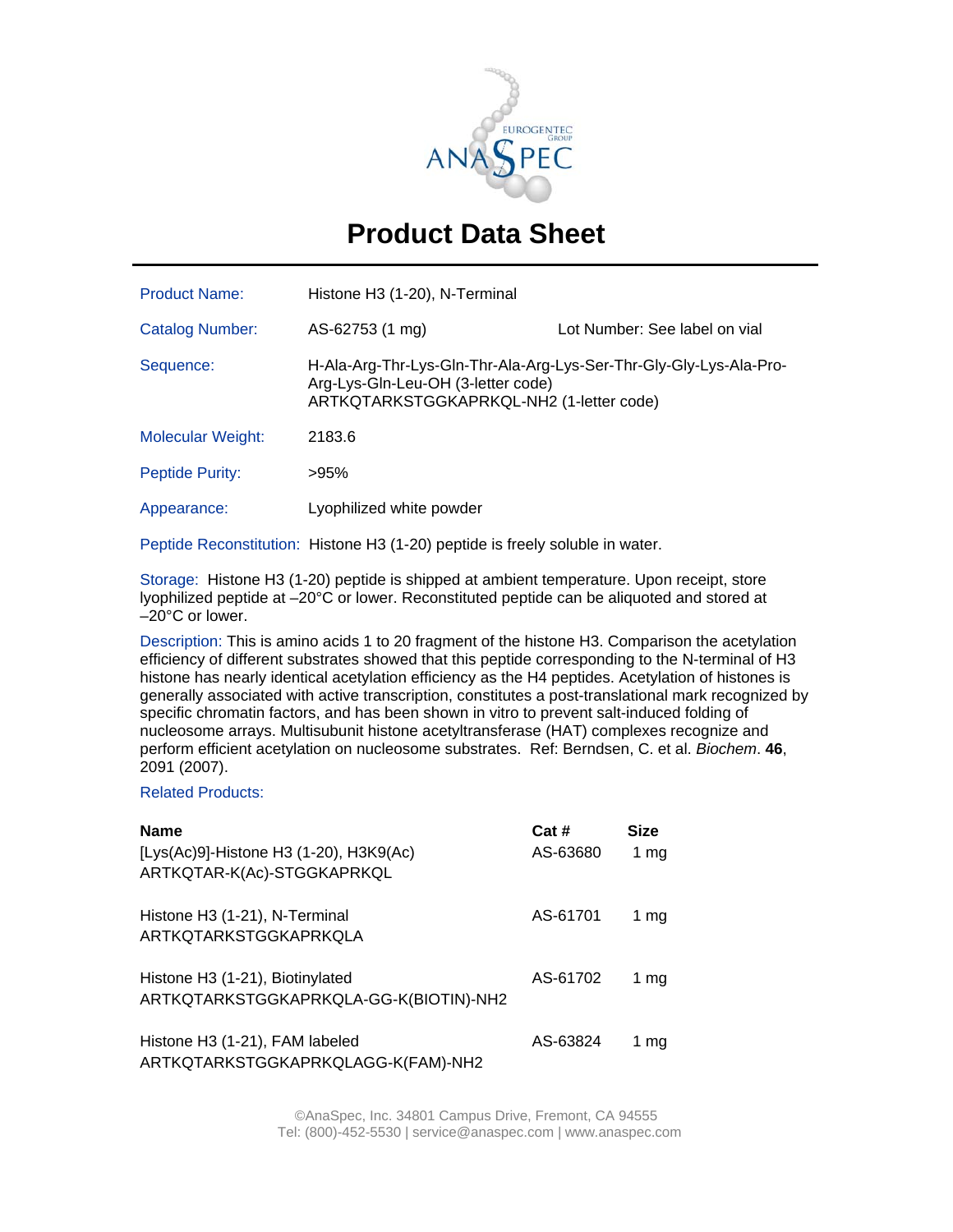# Product Data Sheet

| | | |
|---|---|---|
| Product Name: | Histone H3 (1-20), N-Terminal | |
| Catalog Number: | AS-62753 (1 mg) | Lot Number: See label on vial |
| Sequence: | H-Ala-Arg-Thr-Lys-Gln-Thr-Ala-Arg-Lys-Ser-Thr-Gly-Gly-Lys-Ala-Pro-Arg-Lys-Gln-Leu-OH (3-letter code)<br>ARTKQTARKSTGGKAPRKQL-NH2 (1-letter code) | |
| Molecular Weight: | 2183.6 | |
| Peptide Purity: | >95% | |
| Appearance: | Lyophilized white powder | |

Peptide Reconstitution: Histone H3 (1-20) peptide is freely soluble in water.

Storage: Histone H3 (1-20) peptide is shipped at ambient temperature. Upon receipt, store lyophilized peptide at –20°C or lower. Reconstituted peptide can be aliquoted and stored at –20°C or lower.

Description: This is amino acids 1 to 20 fragment of the histone H3. Comparison the acetylation efficiency of different substrates showed that this peptide corresponding to the N-terminal of H3 histone has nearly identical acetylation efficiency as the H4 peptides. Acetylation of histones is generally associated with active transcription, constitutes a post-translational mark recognized by specific chromatin factors, and has been shown in vitro to prevent salt-induced folding of nucleosome arrays. Multisubunit histone acetyltransferase (HAT) complexes recognize and perform efficient acetylation on nucleosome substrates. Ref: Berndsen, C. et al. *Biochem*. **46**, 2091 (2007).

Related Products:

| Name | Cat # | Size |
|---|---|---|
| [Lys(Ac)9]-Histone H3 (1-20), H3K9(Ac)<br>ARTKQTAR-K(Ac)-STGGKAPRKQL | AS-63680 | 1 mg |
| Histone H3 (1-21), N-Terminal<br>ARTKQTARKSTGGKAPRKQLA | AS-61701 | 1 mg |
| Histone H3 (1-21), Biotinylated<br>ARTKQTARKSTGGKAPRKQLA-GG-K(BIOTIN)-NH2 | AS-61702 | 1 mg |
| Histone H3 (1-21), FAM labeled<br>ARTKQTARKSTGGKAPRKQLAGG-K(FAM)-NH2 | AS-63824 | 1 mg |

©AnaSpec, Inc. 34801 Campus Drive, Fremont, CA 94555
Tel: (800)-452-5530 | service@anaspec.com | www.anaspec.com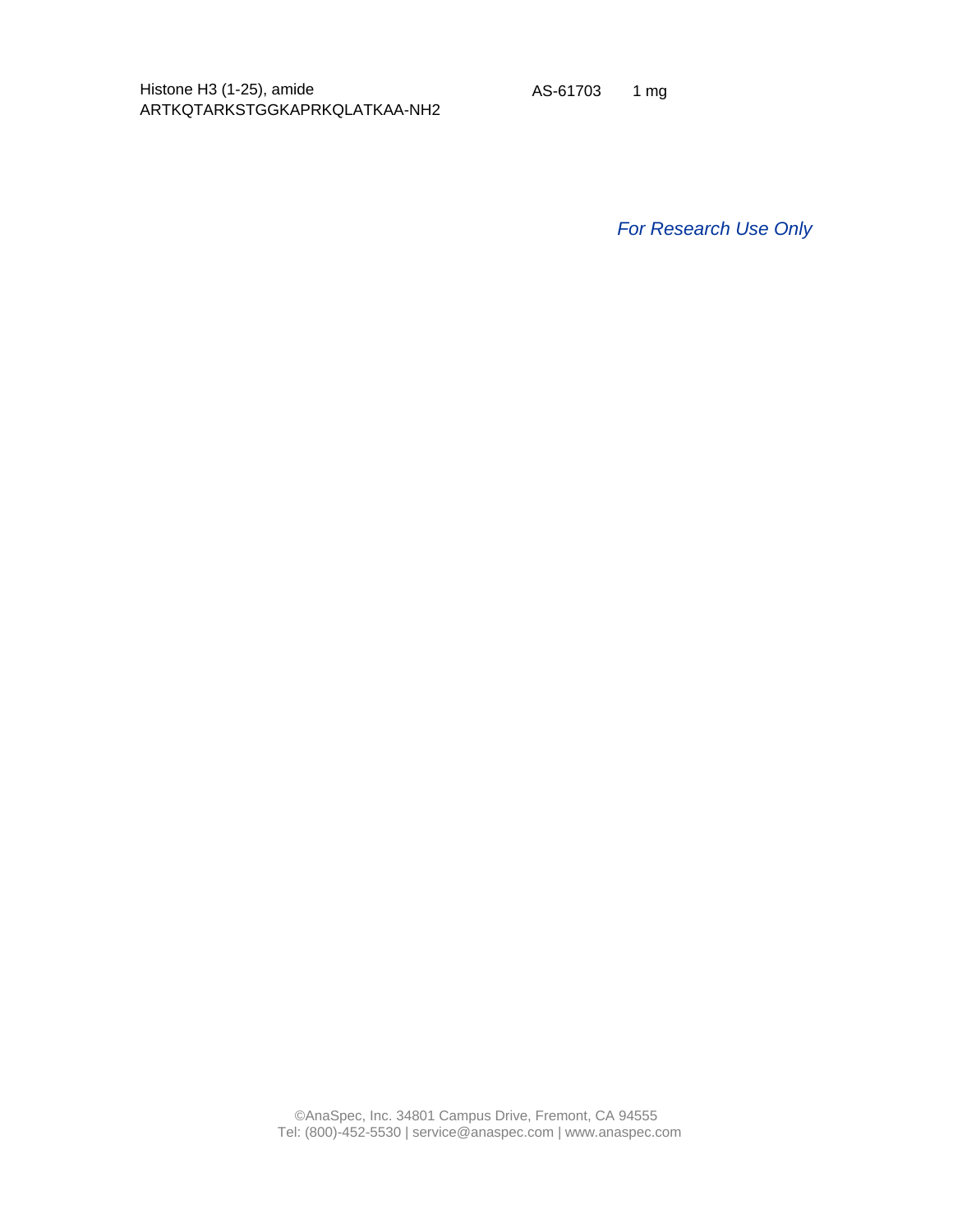Histone H3 (1-25), amide
ARTKQTARKSTGGKAPRKQLATKAA-NH2

AS-61703 1 mg

*For Research Use Only*

©AnaSpec, Inc. 34801 Campus Drive, Fremont, CA 94555
Tel: (800)-452-5530 | service@anaspec.com | www.anaspec.com